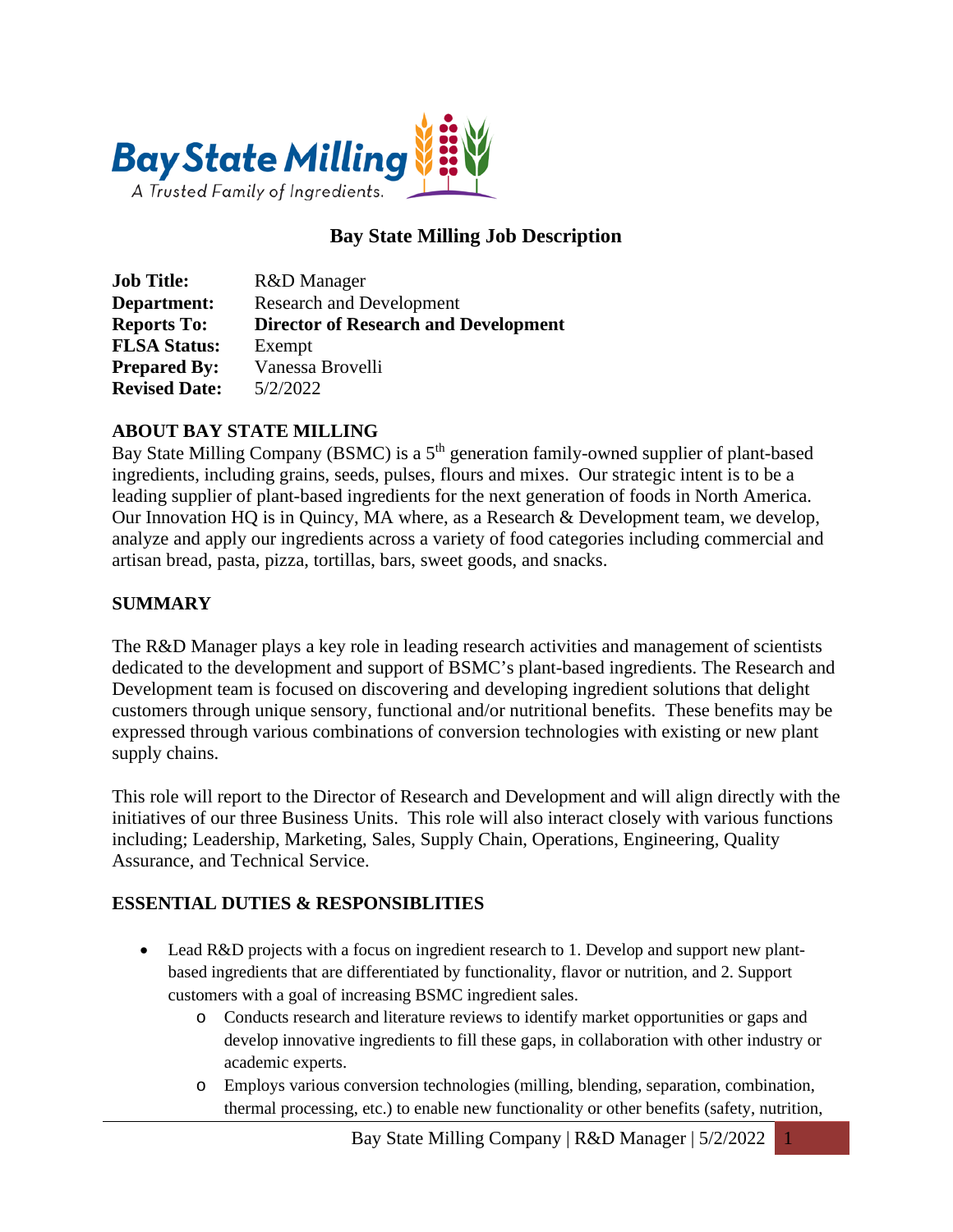# Bay State Milling Job Description

**Job Title:** R&D Manager
**Department:** Research and Development
**Reports To:** **Director of Research and Development**
**FLSA Status:** Exempt
**Prepared By:** Vanessa Brovelli
**Revised Date:** 5/2/2022

## ABOUT BAY STATE MILLING

Bay State Milling Company (BSMC) is a 5th generation family-owned supplier of plant-based ingredients, including grains, seeds, pulses, flours and mixes. Our strategic intent is to be a leading supplier of plant-based ingredients for the next generation of foods in North America. Our Innovation HQ is in Quincy, MA where, as a Research & Development team, we develop, analyze and apply our ingredients across a variety of food categories including commercial and artisan bread, pasta, pizza, tortillas, bars, sweet goods, and snacks.

## SUMMARY

The R&D Manager plays a key role in leading research activities and management of scientists dedicated to the development and support of BSMC's plant-based ingredients. The Research and Development team is focused on discovering and developing ingredient solutions that delight customers through unique sensory, functional and/or nutritional benefits. These benefits may be expressed through various combinations of conversion technologies with existing or new plant supply chains.

This role will report to the Director of Research and Development and will align directly with the initiatives of our three Business Units. This role will also interact closely with various functions including; Leadership, Marketing, Sales, Supply Chain, Operations, Engineering, Quality Assurance, and Technical Service.

## ESSENTIAL DUTIES & RESPONSIBLITIES

- Lead R&D projects with a focus on ingredient research to 1. Develop and support new plant-based ingredients that are differentiated by functionality, flavor or nutrition, and 2. Support customers with a goal of increasing BSMC ingredient sales.
  - Conducts research and literature reviews to identify market opportunities or gaps and develop innovative ingredients to fill these gaps, in collaboration with other industry or academic experts.
  - Employs various conversion technologies (milling, blending, separation, combination, thermal processing, etc.) to enable new functionality or other benefits (safety, nutrition,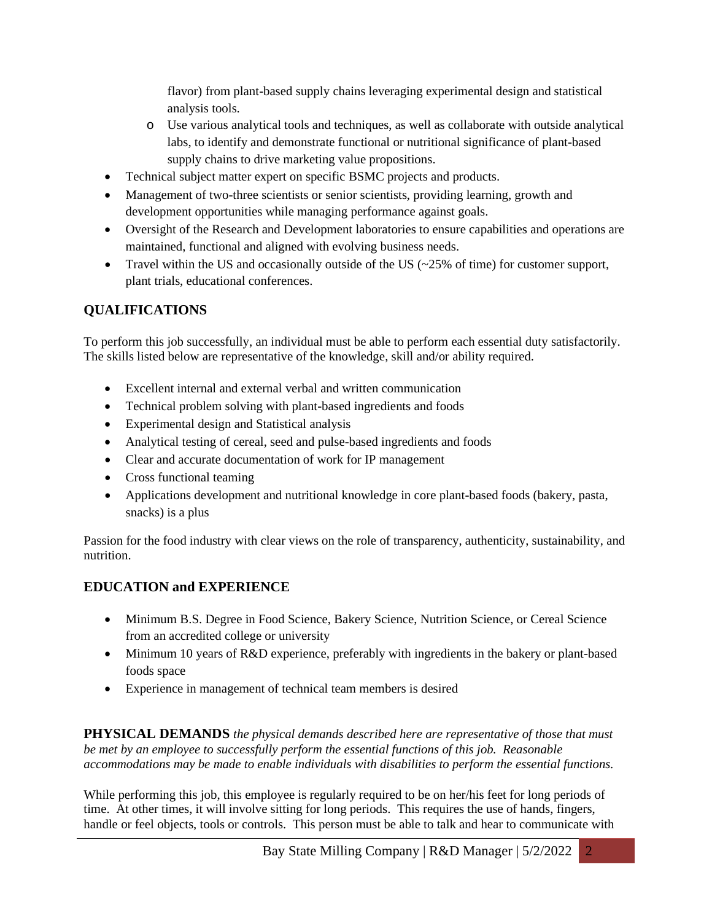- flavor) from plant-based supply chains leveraging experimental design and statistical analysis tools.
    - Use various analytical tools and techniques, as well as collaborate with outside analytical labs, to identify and demonstrate functional or nutritional significance of plant-based supply chains to drive marketing value propositions.
- Technical subject matter expert on specific BSMC projects and products.
- Management of two-three scientists or senior scientists, providing learning, growth and development opportunities while managing performance against goals.
- Oversight of the Research and Development laboratories to ensure capabilities and operations are maintained, functional and aligned with evolving business needs.
- Travel within the US and occasionally outside of the US (~25% of time) for customer support, plant trials, educational conferences.

## QUALIFICATIONS

To perform this job successfully, an individual must be able to perform each essential duty satisfactorily. The skills listed below are representative of the knowledge, skill and/or ability required.

- Excellent internal and external verbal and written communication
- Technical problem solving with plant-based ingredients and foods
- Experimental design and Statistical analysis
- Analytical testing of cereal, seed and pulse-based ingredients and foods
- Clear and accurate documentation of work for IP management
- Cross functional teaming
- Applications development and nutritional knowledge in core plant-based foods (bakery, pasta, snacks) is a plus

Passion for the food industry with clear views on the role of transparency, authenticity, sustainability, and nutrition.

## EDUCATION and EXPERIENCE

- Minimum B.S. Degree in Food Science, Bakery Science, Nutrition Science, or Cereal Science from an accredited college or university
- Minimum 10 years of R&D experience, preferably with ingredients in the bakery or plant-based foods space
- Experience in management of technical team members is desired

**PHYSICAL DEMANDS** *the physical demands described here are representative of those that must be met by an employee to successfully perform the essential functions of this job. Reasonable accommodations may be made to enable individuals with disabilities to perform the essential functions.*

While performing this job, this employee is regularly required to be on her/his feet for long periods of time. At other times, it will involve sitting for long periods. This requires the use of hands, fingers, handle or feel objects, tools or controls. This person must be able to talk and hear to communicate with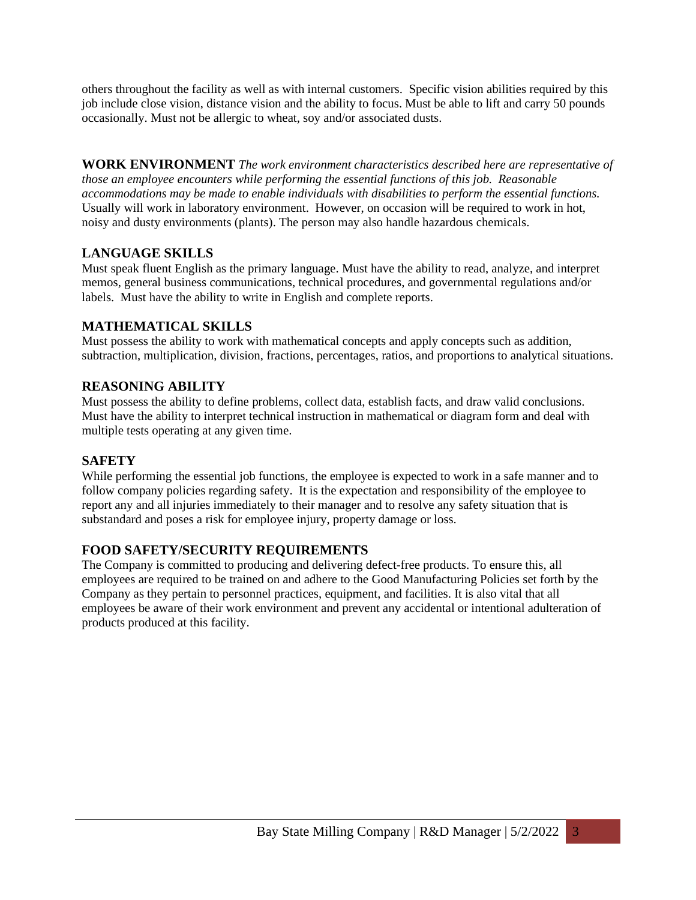others throughout the facility as well as with internal customers. Specific vision abilities required by this job include close vision, distance vision and the ability to focus. Must be able to lift and carry 50 pounds occasionally. Must not be allergic to wheat, soy and/or associated dusts.

**WORK ENVIRONMENT** *The work environment characteristics described here are representative of those an employee encounters while performing the essential functions of this job. Reasonable accommodations may be made to enable individuals with disabilities to perform the essential functions.* Usually will work in laboratory environment. However, on occasion will be required to work in hot, noisy and dusty environments (plants). The person may also handle hazardous chemicals.

## LANGUAGE SKILLS

Must speak fluent English as the primary language. Must have the ability to read, analyze, and interpret memos, general business communications, technical procedures, and governmental regulations and/or labels. Must have the ability to write in English and complete reports.

## MATHEMATICAL SKILLS

Must possess the ability to work with mathematical concepts and apply concepts such as addition, subtraction, multiplication, division, fractions, percentages, ratios, and proportions to analytical situations.

## REASONING ABILITY

Must possess the ability to define problems, collect data, establish facts, and draw valid conclusions. Must have the ability to interpret technical instruction in mathematical or diagram form and deal with multiple tests operating at any given time.

## SAFETY

While performing the essential job functions, the employee is expected to work in a safe manner and to follow company policies regarding safety. It is the expectation and responsibility of the employee to report any and all injuries immediately to their manager and to resolve any safety situation that is substandard and poses a risk for employee injury, property damage or loss.

## FOOD SAFETY/SECURITY REQUIREMENTS

The Company is committed to producing and delivering defect-free products. To ensure this, all employees are required to be trained on and adhere to the Good Manufacturing Policies set forth by the Company as they pertain to personnel practices, equipment, and facilities. It is also vital that all employees be aware of their work environment and prevent any accidental or intentional adulteration of products produced at this facility.